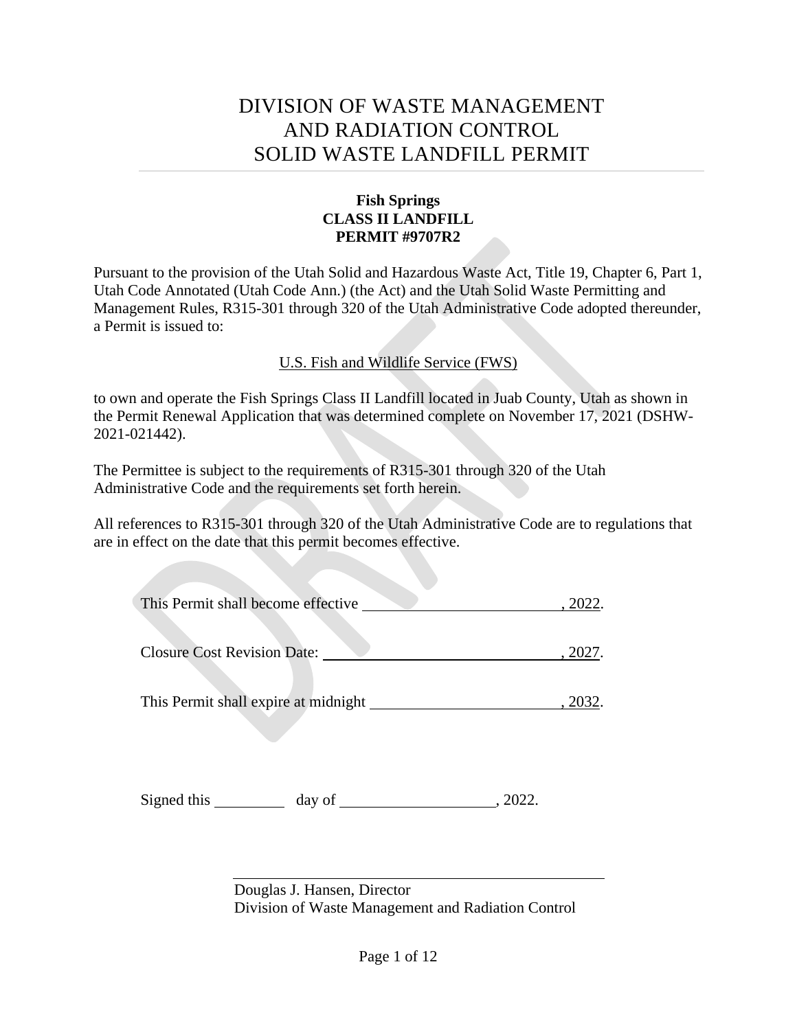# DIVISION OF WASTE MANAGEMENT AND RADIATION CONTROL SOLID WASTE LANDFILL PERMIT

**Fish Springs**
**CLASS II LANDFILL**
**PERMIT #9707R2**

Pursuant to the provision of the Utah Solid and Hazardous Waste Act, Title 19, Chapter 6, Part 1, Utah Code Annotated (Utah Code Ann.) (the Act) and the Utah Solid Waste Permitting and Management Rules, R315-301 through 320 of the Utah Administrative Code adopted thereunder, a Permit is issued to:

U.S. Fish and Wildlife Service (FWS)

to own and operate the Fish Springs Class II Landfill located in Juab County, Utah as shown in the Permit Renewal Application that was determined complete on November 17, 2021 (DSHW-2021-021442).

The Permittee is subject to the requirements of R315-301 through 320 of the Utah Administrative Code and the requirements set forth herein.

All references to R315-301 through 320 of the Utah Administrative Code are to regulations that are in effect on the date that this permit becomes effective.

This Permit shall become effective \_\_\_\_\_\_\_\_\_\_\_\_\_\_\_\_\_\_\_\_\_\_\_\_\_, 2022.

Closure Cost Revision Date: \_\_\_\_\_\_\_\_\_\_\_\_\_\_\_\_\_\_\_\_\_\_\_\_\_\_\_\_\_, 2027.

This Permit shall expire at midnight \_\_\_\_\_\_\_\_\_\_\_\_\_\_\_\_\_\_\_\_\_\_\_\_, 2032.

Signed this \_\_\_\_\_\_\_\_\_ day of \_\_\_\_\_\_\_\_\_\_\_\_\_\_\_\_\_\_\_, 2022.

\_\_\_\_\_\_\_\_\_\_\_\_\_\_\_\_\_\_\_\_\_\_\_\_\_\_\_\_\_\_\_\_\_\_\_\_\_\_\_\_\_\_\_\_

Douglas J. Hansen, Director
Division of Waste Management and Radiation Control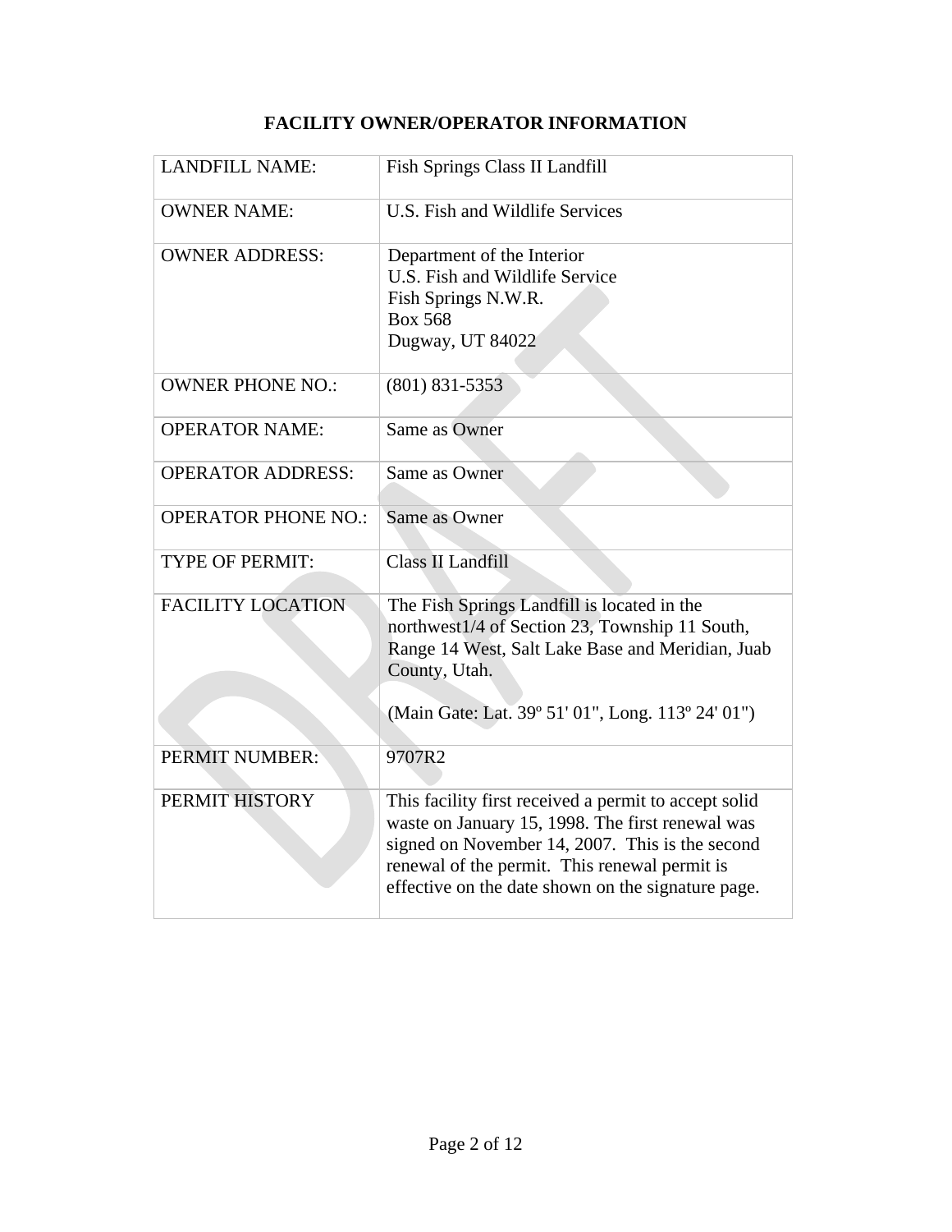# FACILITY OWNER/OPERATOR INFORMATION

| | |
|---|---|
| LANDFILL NAME: | Fish Springs Class II Landfill |
| OWNER NAME: | U.S. Fish and Wildlife Services |
| OWNER ADDRESS: | Department of the Interior<br>U.S. Fish and Wildlife Service<br>Fish Springs N.W.R.<br>Box 568<br>Dugway, UT 84022 |
| OWNER PHONE NO.: | (801) 831-5353 |
| OPERATOR NAME: | Same as Owner |
| OPERATOR ADDRESS: | Same as Owner |
| OPERATOR PHONE NO.: | Same as Owner |
| TYPE OF PERMIT: | Class II Landfill |
| FACILITY LOCATION | The Fish Springs Landfill is located in the northwest1/4 of Section 23, Township 11 South, Range 14 West, Salt Lake Base and Meridian, Juab County, Utah.<br><br>(Main Gate: Lat. 39º 51' 01", Long. 113º 24' 01") |
| PERMIT NUMBER: | 9707R2 |
| PERMIT HISTORY | This facility first received a permit to accept solid waste on January 15, 1998. The first renewal was signed on November 14, 2007. This is the second renewal of the permit. This renewal permit is effective on the date shown on the signature page. |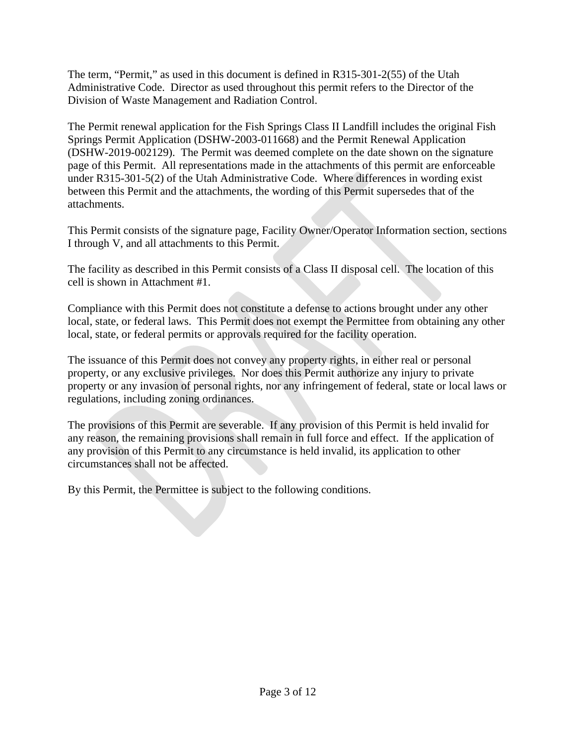The term, "Permit," as used in this document is defined in R315-301-2(55) of the Utah Administrative Code. Director as used throughout this permit refers to the Director of the Division of Waste Management and Radiation Control.

The Permit renewal application for the Fish Springs Class II Landfill includes the original Fish Springs Permit Application (DSHW-2003-011668) and the Permit Renewal Application (DSHW-2019-002129). The Permit was deemed complete on the date shown on the signature page of this Permit. All representations made in the attachments of this permit are enforceable under R315-301-5(2) of the Utah Administrative Code. Where differences in wording exist between this Permit and the attachments, the wording of this Permit supersedes that of the attachments.

This Permit consists of the signature page, Facility Owner/Operator Information section, sections I through V, and all attachments to this Permit.

The facility as described in this Permit consists of a Class II disposal cell. The location of this cell is shown in Attachment #1.

Compliance with this Permit does not constitute a defense to actions brought under any other local, state, or federal laws. This Permit does not exempt the Permittee from obtaining any other local, state, or federal permits or approvals required for the facility operation.

The issuance of this Permit does not convey any property rights, in either real or personal property, or any exclusive privileges. Nor does this Permit authorize any injury to private property or any invasion of personal rights, nor any infringement of federal, state or local laws or regulations, including zoning ordinances.

The provisions of this Permit are severable. If any provision of this Permit is held invalid for any reason, the remaining provisions shall remain in full force and effect. If the application of any provision of this Permit to any circumstance is held invalid, its application to other circumstances shall not be affected.

By this Permit, the Permittee is subject to the following conditions.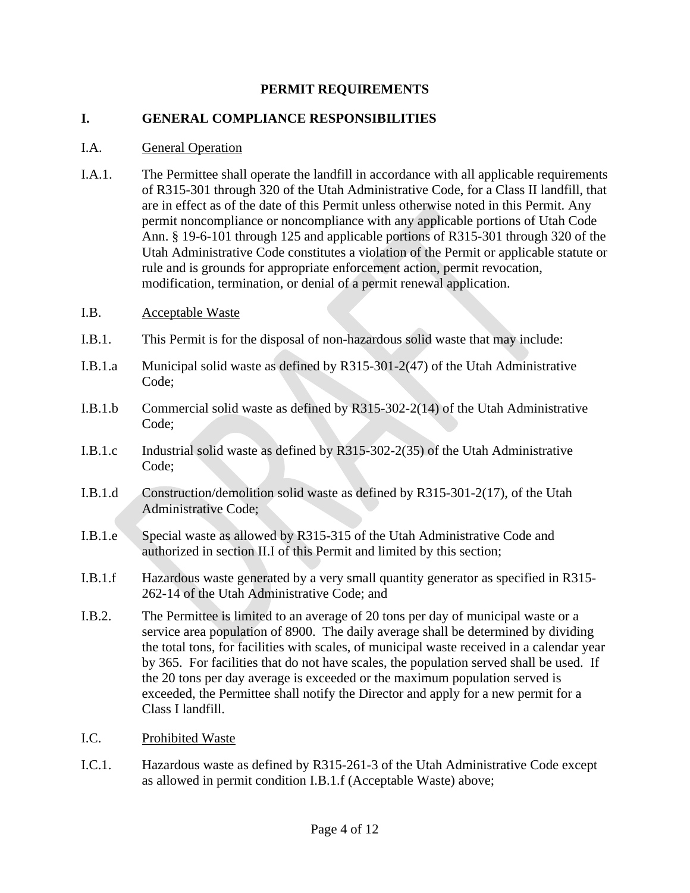## PERMIT REQUIREMENTS

### I. GENERAL COMPLIANCE RESPONSIBILITIES

I.A. General Operation

I.A.1. The Permittee shall operate the landfill in accordance with all applicable requirements of R315-301 through 320 of the Utah Administrative Code, for a Class II landfill, that are in effect as of the date of this Permit unless otherwise noted in this Permit. Any permit noncompliance or noncompliance with any applicable portions of Utah Code Ann. § 19-6-101 through 125 and applicable portions of R315-301 through 320 of the Utah Administrative Code constitutes a violation of the Permit or applicable statute or rule and is grounds for appropriate enforcement action, permit revocation, modification, termination, or denial of a permit renewal application.

I.B. Acceptable Waste

I.B.1. This Permit is for the disposal of non-hazardous solid waste that may include:

I.B.1.a Municipal solid waste as defined by R315-301-2(47) of the Utah Administrative Code;

I.B.1.b Commercial solid waste as defined by R315-302-2(14) of the Utah Administrative Code;

I.B.1.c Industrial solid waste as defined by R315-302-2(35) of the Utah Administrative Code;

I.B.1.d Construction/demolition solid waste as defined by R315-301-2(17), of the Utah Administrative Code;

I.B.1.e Special waste as allowed by R315-315 of the Utah Administrative Code and authorized in section II.I of this Permit and limited by this section;

I.B.1.f Hazardous waste generated by a very small quantity generator as specified in R315-262-14 of the Utah Administrative Code; and

I.B.2. The Permittee is limited to an average of 20 tons per day of municipal waste or a service area population of 8900. The daily average shall be determined by dividing the total tons, for facilities with scales, of municipal waste received in a calendar year by 365. For facilities that do not have scales, the population served shall be used. If the 20 tons per day average is exceeded or the maximum population served is exceeded, the Permittee shall notify the Director and apply for a new permit for a Class I landfill.

I.C. Prohibited Waste

I.C.1. Hazardous waste as defined by R315-261-3 of the Utah Administrative Code except as allowed in permit condition I.B.1.f (Acceptable Waste) above;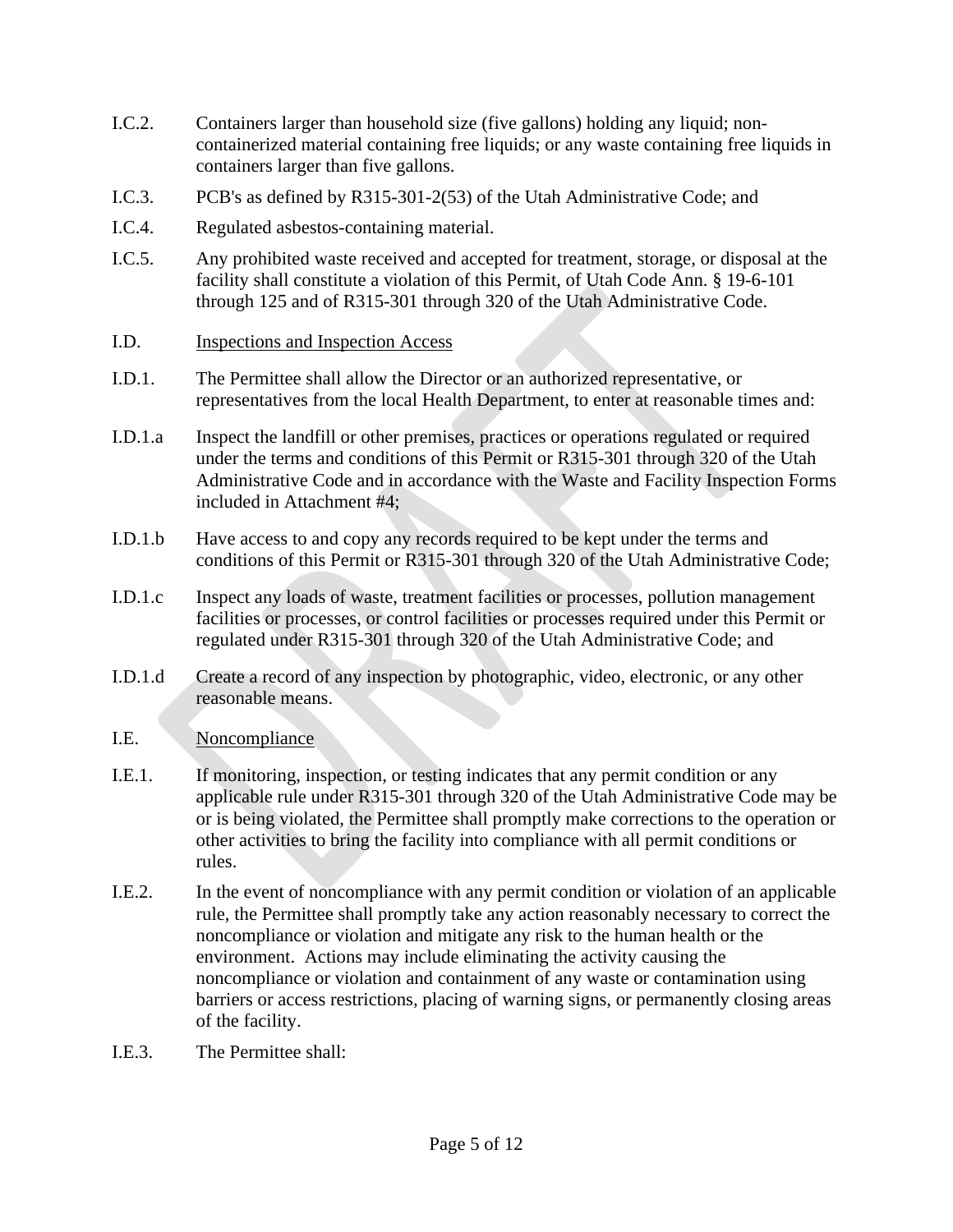I.C.2. Containers larger than household size (five gallons) holding any liquid; non-containerized material containing free liquids; or any waste containing free liquids in containers larger than five gallons.

I.C.3. PCB's as defined by R315-301-2(53) of the Utah Administrative Code; and

I.C.4. Regulated asbestos-containing material.

I.C.5. Any prohibited waste received and accepted for treatment, storage, or disposal at the facility shall constitute a violation of this Permit, of Utah Code Ann. § 19-6-101 through 125 and of R315-301 through 320 of the Utah Administrative Code.

I.D. <u>Inspections and Inspection Access</u>

I.D.1. The Permittee shall allow the Director or an authorized representative, or representatives from the local Health Department, to enter at reasonable times and:

I.D.1.a Inspect the landfill or other premises, practices or operations regulated or required under the terms and conditions of this Permit or R315-301 through 320 of the Utah Administrative Code and in accordance with the Waste and Facility Inspection Forms included in Attachment #4;

I.D.1.b Have access to and copy any records required to be kept under the terms and conditions of this Permit or R315-301 through 320 of the Utah Administrative Code;

I.D.1.c Inspect any loads of waste, treatment facilities or processes, pollution management facilities or processes, or control facilities or processes required under this Permit or regulated under R315-301 through 320 of the Utah Administrative Code; and

I.D.1.d Create a record of any inspection by photographic, video, electronic, or any other reasonable means.

I.E. <u>Noncompliance</u>

I.E.1. If monitoring, inspection, or testing indicates that any permit condition or any applicable rule under R315-301 through 320 of the Utah Administrative Code may be or is being violated, the Permittee shall promptly make corrections to the operation or other activities to bring the facility into compliance with all permit conditions or rules.

I.E.2. In the event of noncompliance with any permit condition or violation of an applicable rule, the Permittee shall promptly take any action reasonably necessary to correct the noncompliance or violation and mitigate any risk to the human health or the environment. Actions may include eliminating the activity causing the noncompliance or violation and containment of any waste or contamination using barriers or access restrictions, placing of warning signs, or permanently closing areas of the facility.

I.E.3. The Permittee shall: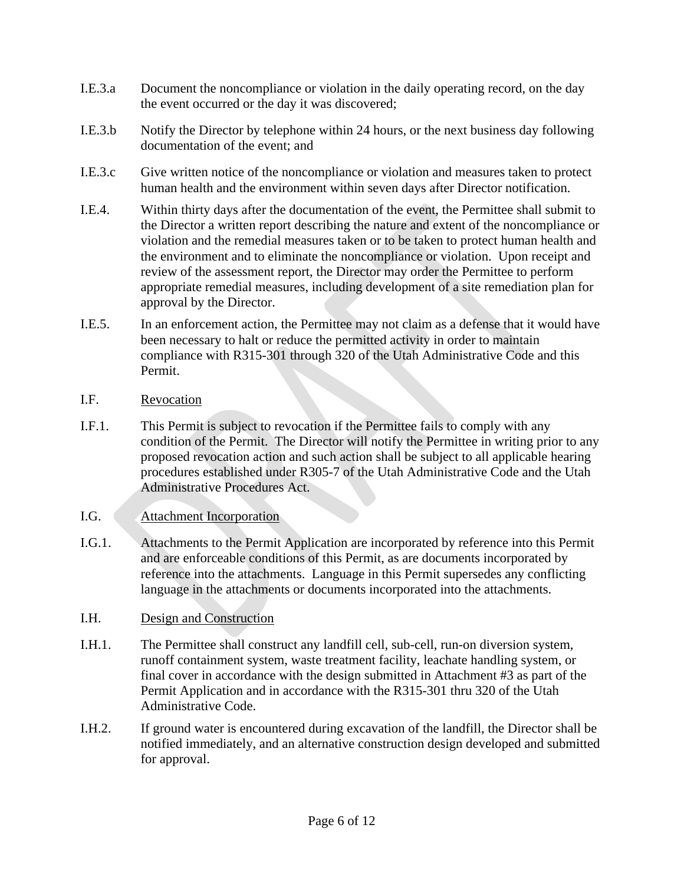I.E.3.a Document the noncompliance or violation in the daily operating record, on the day the event occurred or the day it was discovered;

I.E.3.b Notify the Director by telephone within 24 hours, or the next business day following documentation of the event; and

I.E.3.c Give written notice of the noncompliance or violation and measures taken to protect human health and the environment within seven days after Director notification.

I.E.4. Within thirty days after the documentation of the event, the Permittee shall submit to the Director a written report describing the nature and extent of the noncompliance or violation and the remedial measures taken or to be taken to protect human health and the environment and to eliminate the noncompliance or violation. Upon receipt and review of the assessment report, the Director may order the Permittee to perform appropriate remedial measures, including development of a site remediation plan for approval by the Director.

I.E.5. In an enforcement action, the Permittee may not claim as a defense that it would have been necessary to halt or reduce the permitted activity in order to maintain compliance with R315-301 through 320 of the Utah Administrative Code and this Permit.

I.F. Revocation

I.F.1. This Permit is subject to revocation if the Permittee fails to comply with any condition of the Permit. The Director will notify the Permittee in writing prior to any proposed revocation action and such action shall be subject to all applicable hearing procedures established under R305-7 of the Utah Administrative Code and the Utah Administrative Procedures Act.

I.G. Attachment Incorporation

I.G.1. Attachments to the Permit Application are incorporated by reference into this Permit and are enforceable conditions of this Permit, as are documents incorporated by reference into the attachments. Language in this Permit supersedes any conflicting language in the attachments or documents incorporated into the attachments.

I.H. Design and Construction

I.H.1. The Permittee shall construct any landfill cell, sub-cell, run-on diversion system, runoff containment system, waste treatment facility, leachate handling system, or final cover in accordance with the design submitted in Attachment #3 as part of the Permit Application and in accordance with the R315-301 thru 320 of the Utah Administrative Code.

I.H.2. If ground water is encountered during excavation of the landfill, the Director shall be notified immediately, and an alternative construction design developed and submitted for approval.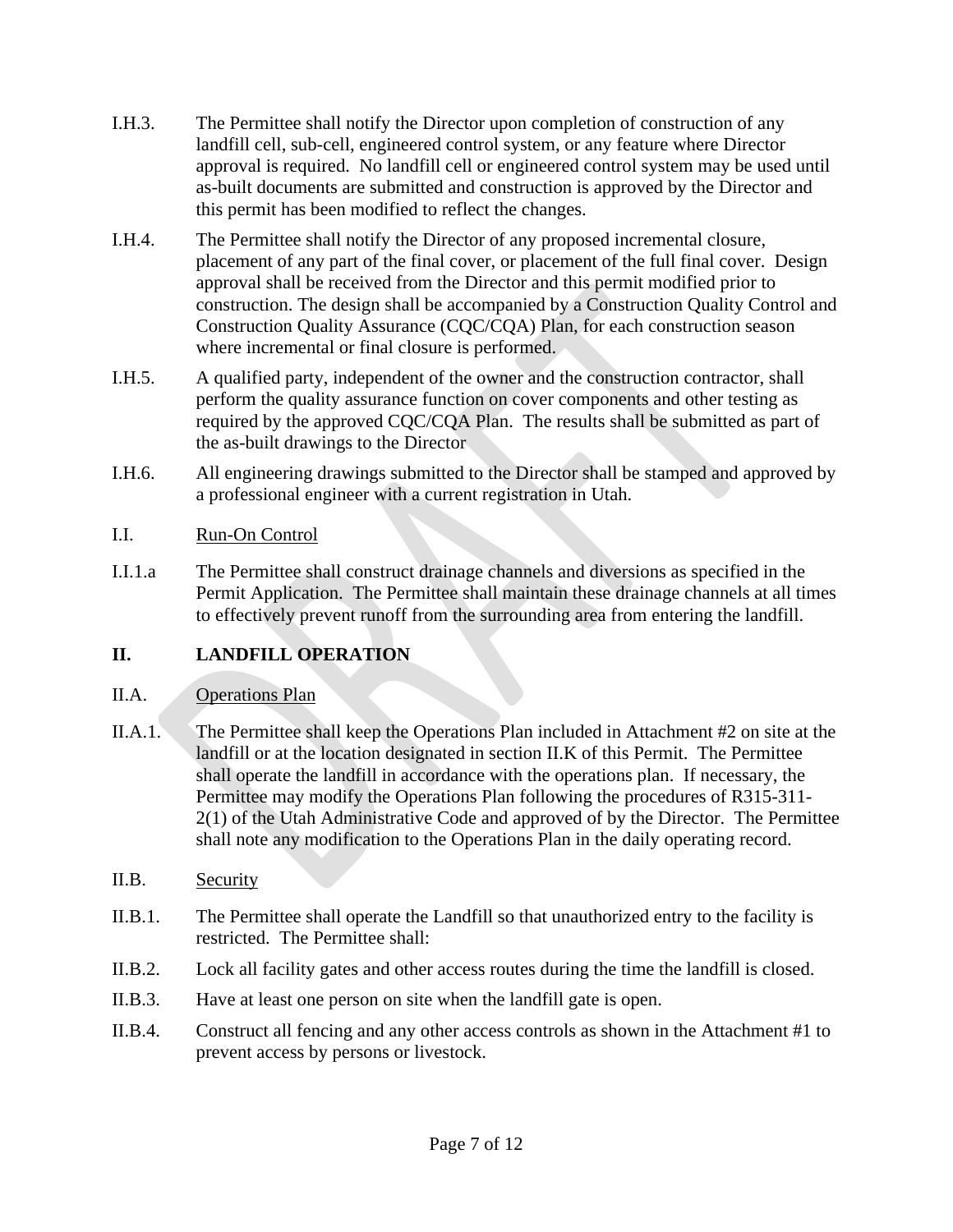I.H.3. The Permittee shall notify the Director upon completion of construction of any landfill cell, sub-cell, engineered control system, or any feature where Director approval is required. No landfill cell or engineered control system may be used until as-built documents are submitted and construction is approved by the Director and this permit has been modified to reflect the changes.

I.H.4. The Permittee shall notify the Director of any proposed incremental closure, placement of any part of the final cover, or placement of the full final cover. Design approval shall be received from the Director and this permit modified prior to construction. The design shall be accompanied by a Construction Quality Control and Construction Quality Assurance (CQC/CQA) Plan, for each construction season where incremental or final closure is performed.

I.H.5. A qualified party, independent of the owner and the construction contractor, shall perform the quality assurance function on cover components and other testing as required by the approved CQC/CQA Plan. The results shall be submitted as part of the as-built drawings to the Director

I.H.6. All engineering drawings submitted to the Director shall be stamped and approved by a professional engineer with a current registration in Utah.

I.I. <u>Run-On Control</u>

I.I.1.a The Permittee shall construct drainage channels and diversions as specified in the Permit Application. The Permittee shall maintain these drainage channels at all times to effectively prevent runoff from the surrounding area from entering the landfill.

## II. LANDFILL OPERATION

II.A. <u>Operations Plan</u>

II.A.1. The Permittee shall keep the Operations Plan included in Attachment #2 on site at the landfill or at the location designated in section II.K of this Permit. The Permittee shall operate the landfill in accordance with the operations plan. If necessary, the Permittee may modify the Operations Plan following the procedures of R315-311-2(1) of the Utah Administrative Code and approved of by the Director. The Permittee shall note any modification to the Operations Plan in the daily operating record.

II.B. <u>Security</u>

II.B.1. The Permittee shall operate the Landfill so that unauthorized entry to the facility is restricted. The Permittee shall:

II.B.2. Lock all facility gates and other access routes during the time the landfill is closed.

II.B.3. Have at least one person on site when the landfill gate is open.

II.B.4. Construct all fencing and any other access controls as shown in the Attachment #1 to prevent access by persons or livestock.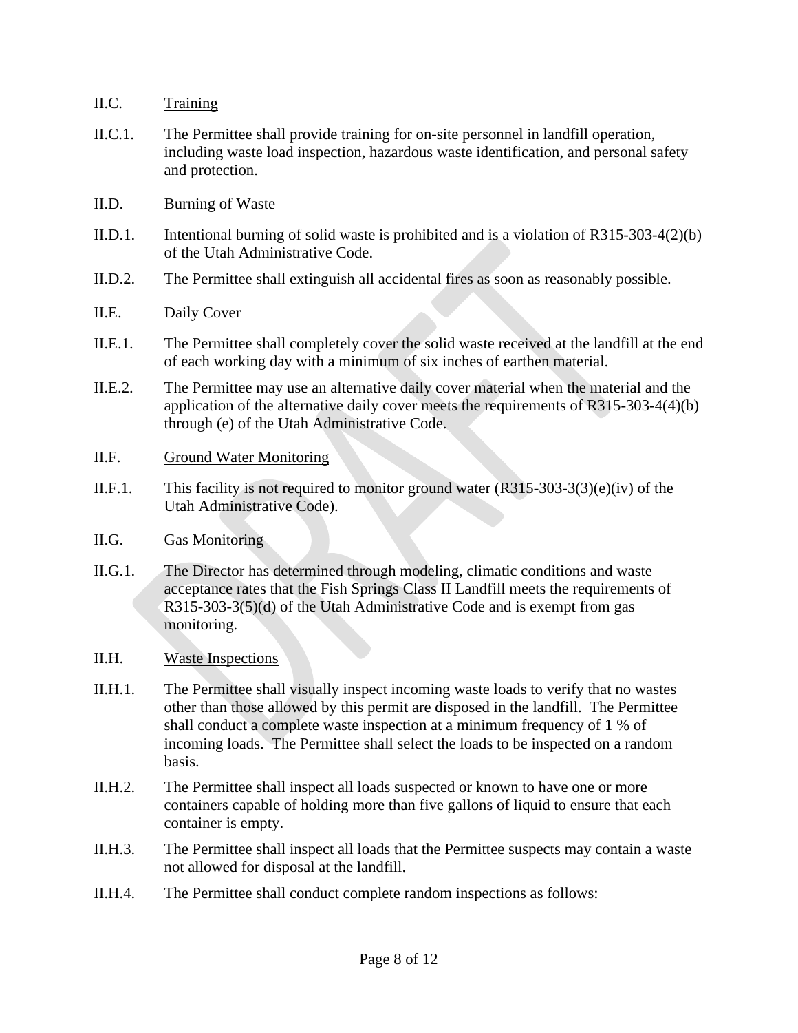II.C. Training

II.C.1. The Permittee shall provide training for on-site personnel in landfill operation, including waste load inspection, hazardous waste identification, and personal safety and protection.

II.D. Burning of Waste

II.D.1. Intentional burning of solid waste is prohibited and is a violation of R315-303-4(2)(b) of the Utah Administrative Code.

II.D.2. The Permittee shall extinguish all accidental fires as soon as reasonably possible.

II.E. Daily Cover

II.E.1. The Permittee shall completely cover the solid waste received at the landfill at the end of each working day with a minimum of six inches of earthen material.

II.E.2. The Permittee may use an alternative daily cover material when the material and the application of the alternative daily cover meets the requirements of R315-303-4(4)(b) through (e) of the Utah Administrative Code.

II.F. Ground Water Monitoring

II.F.1. This facility is not required to monitor ground water (R315-303-3(3)(e)(iv) of the Utah Administrative Code).

II.G. Gas Monitoring

II.G.1. The Director has determined through modeling, climatic conditions and waste acceptance rates that the Fish Springs Class II Landfill meets the requirements of R315-303-3(5)(d) of the Utah Administrative Code and is exempt from gas monitoring.

II.H. Waste Inspections

II.H.1. The Permittee shall visually inspect incoming waste loads to verify that no wastes other than those allowed by this permit are disposed in the landfill. The Permittee shall conduct a complete waste inspection at a minimum frequency of 1 % of incoming loads. The Permittee shall select the loads to be inspected on a random basis.

II.H.2. The Permittee shall inspect all loads suspected or known to have one or more containers capable of holding more than five gallons of liquid to ensure that each container is empty.

II.H.3. The Permittee shall inspect all loads that the Permittee suspects may contain a waste not allowed for disposal at the landfill.

II.H.4. The Permittee shall conduct complete random inspections as follows: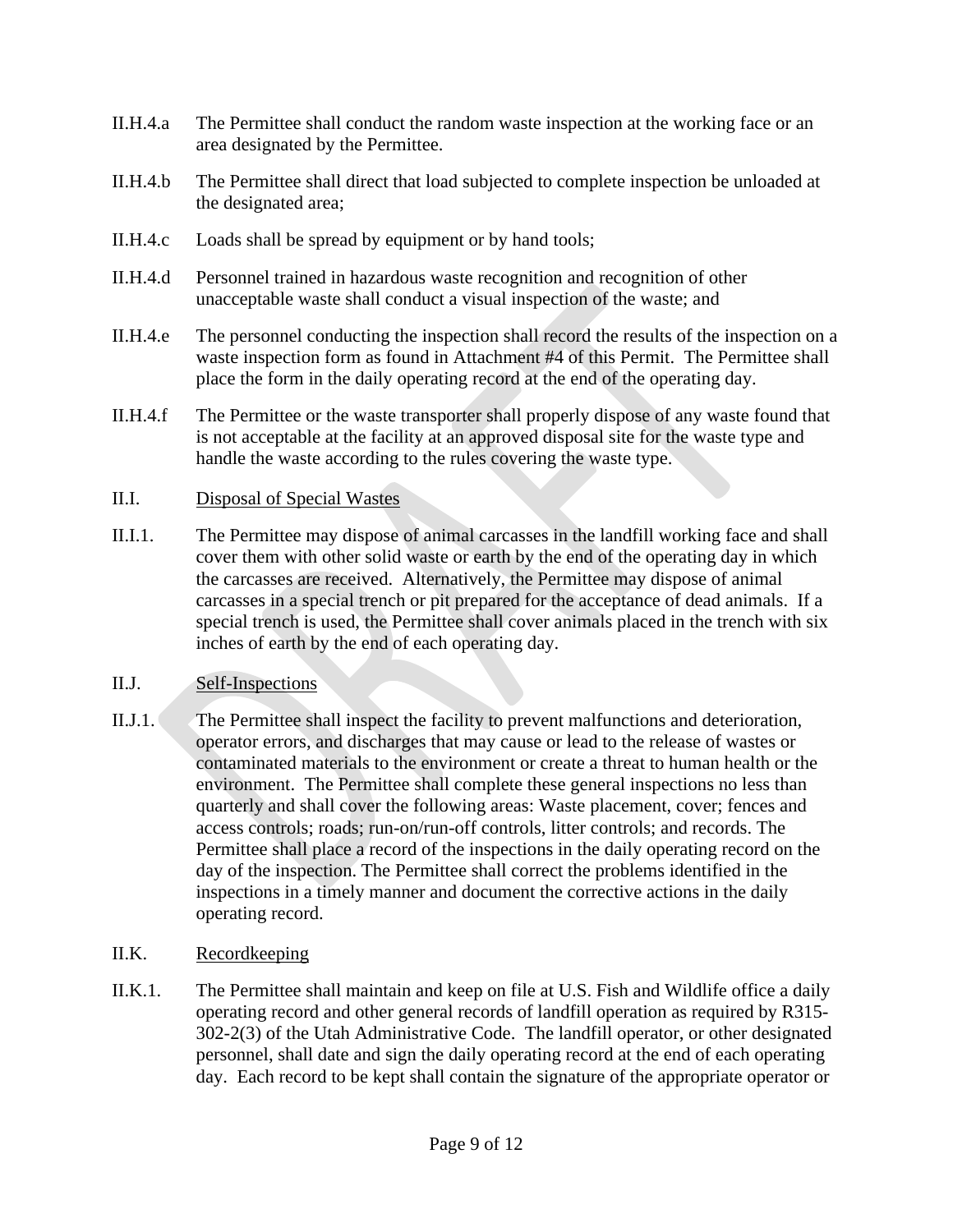II.H.4.a The Permittee shall conduct the random waste inspection at the working face or an area designated by the Permittee.

II.H.4.b The Permittee shall direct that load subjected to complete inspection be unloaded at the designated area;

II.H.4.c Loads shall be spread by equipment or by hand tools;

II.H.4.d Personnel trained in hazardous waste recognition and recognition of other unacceptable waste shall conduct a visual inspection of the waste; and

II.H.4.e The personnel conducting the inspection shall record the results of the inspection on a waste inspection form as found in Attachment #4 of this Permit. The Permittee shall place the form in the daily operating record at the end of the operating day.

II.H.4.f The Permittee or the waste transporter shall properly dispose of any waste found that is not acceptable at the facility at an approved disposal site for the waste type and handle the waste according to the rules covering the waste type.

II.I. <u>Disposal of Special Wastes</u>

II.I.1. The Permittee may dispose of animal carcasses in the landfill working face and shall cover them with other solid waste or earth by the end of the operating day in which the carcasses are received. Alternatively, the Permittee may dispose of animal carcasses in a special trench or pit prepared for the acceptance of dead animals. If a special trench is used, the Permittee shall cover animals placed in the trench with six inches of earth by the end of each operating day.

II.J. <u>Self-Inspections</u>

II.J.1. The Permittee shall inspect the facility to prevent malfunctions and deterioration, operator errors, and discharges that may cause or lead to the release of wastes or contaminated materials to the environment or create a threat to human health or the environment. The Permittee shall complete these general inspections no less than quarterly and shall cover the following areas: Waste placement, cover; fences and access controls; roads; run-on/run-off controls, litter controls; and records. The Permittee shall place a record of the inspections in the daily operating record on the day of the inspection. The Permittee shall correct the problems identified in the inspections in a timely manner and document the corrective actions in the daily operating record.

II.K. <u>Recordkeeping</u>

II.K.1. The Permittee shall maintain and keep on file at U.S. Fish and Wildlife office a daily operating record and other general records of landfill operation as required by R315-302-2(3) of the Utah Administrative Code. The landfill operator, or other designated personnel, shall date and sign the daily operating record at the end of each operating day. Each record to be kept shall contain the signature of the appropriate operator or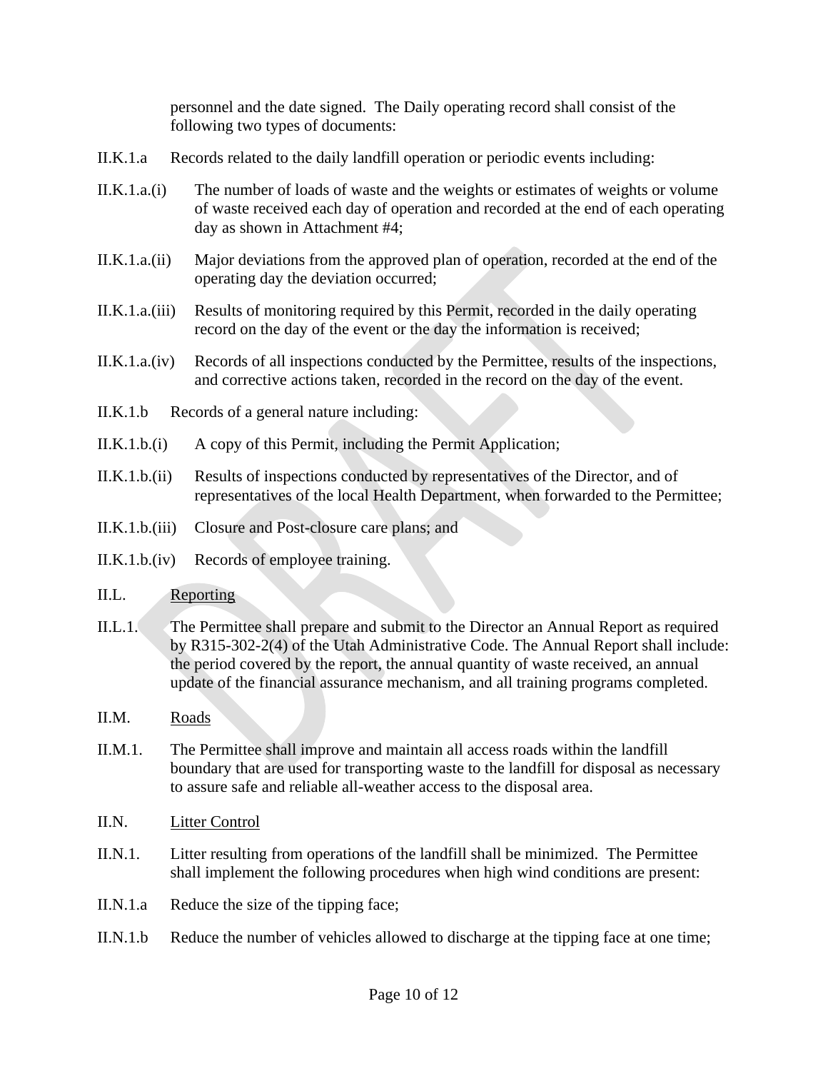personnel and the date signed. The Daily operating record shall consist of the following two types of documents:

II.K.1.a Records related to the daily landfill operation or periodic events including:

II.K.1.a.(i) The number of loads of waste and the weights or estimates of weights or volume of waste received each day of operation and recorded at the end of each operating day as shown in Attachment #4;

II.K.1.a.(ii) Major deviations from the approved plan of operation, recorded at the end of the operating day the deviation occurred;

II.K.1.a.(iii) Results of monitoring required by this Permit, recorded in the daily operating record on the day of the event or the day the information is received;

II.K.1.a.(iv) Records of all inspections conducted by the Permittee, results of the inspections, and corrective actions taken, recorded in the record on the day of the event.

II.K.1.b Records of a general nature including:

II.K.1.b.(i) A copy of this Permit, including the Permit Application;

II.K.1.b.(ii) Results of inspections conducted by representatives of the Director, and of representatives of the local Health Department, when forwarded to the Permittee;

II.K.1.b.(iii) Closure and Post-closure care plans; and

II.K.1.b.(iv) Records of employee training.

II.L. Reporting

II.L.1. The Permittee shall prepare and submit to the Director an Annual Report as required by R315-302-2(4) of the Utah Administrative Code. The Annual Report shall include: the period covered by the report, the annual quantity of waste received, an annual update of the financial assurance mechanism, and all training programs completed.

II.M. Roads

II.M.1. The Permittee shall improve and maintain all access roads within the landfill boundary that are used for transporting waste to the landfill for disposal as necessary to assure safe and reliable all-weather access to the disposal area.

II.N. Litter Control

II.N.1. Litter resulting from operations of the landfill shall be minimized. The Permittee shall implement the following procedures when high wind conditions are present:

II.N.1.a Reduce the size of the tipping face;

II.N.1.b Reduce the number of vehicles allowed to discharge at the tipping face at one time;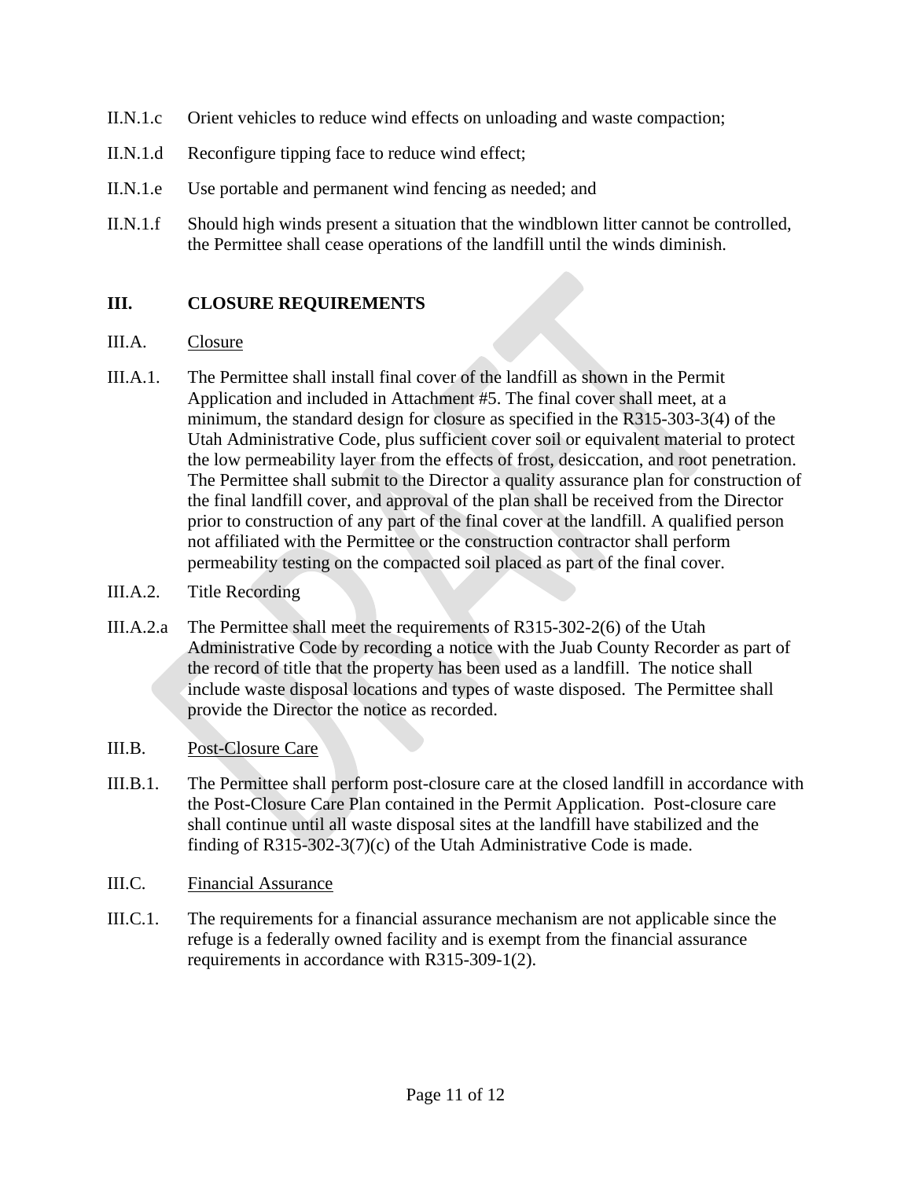II.N.1.c Orient vehicles to reduce wind effects on unloading and waste compaction;

II.N.1.d Reconfigure tipping face to reduce wind effect;

II.N.1.e Use portable and permanent wind fencing as needed; and

II.N.1.f Should high winds present a situation that the windblown litter cannot be controlled, the Permittee shall cease operations of the landfill until the winds diminish.

## III. CLOSURE REQUIREMENTS

III.A. <u>Closure</u>

III.A.1. The Permittee shall install final cover of the landfill as shown in the Permit Application and included in Attachment #5. The final cover shall meet, at a minimum, the standard design for closure as specified in the R315-303-3(4) of the Utah Administrative Code, plus sufficient cover soil or equivalent material to protect the low permeability layer from the effects of frost, desiccation, and root penetration. The Permittee shall submit to the Director a quality assurance plan for construction of the final landfill cover, and approval of the plan shall be received from the Director prior to construction of any part of the final cover at the landfill. A qualified person not affiliated with the Permittee or the construction contractor shall perform permeability testing on the compacted soil placed as part of the final cover.

III.A.2. Title Recording

III.A.2.a The Permittee shall meet the requirements of R315-302-2(6) of the Utah Administrative Code by recording a notice with the Juab County Recorder as part of the record of title that the property has been used as a landfill. The notice shall include waste disposal locations and types of waste disposed. The Permittee shall provide the Director the notice as recorded.

III.B. <u>Post-Closure Care</u>

III.B.1. The Permittee shall perform post-closure care at the closed landfill in accordance with the Post-Closure Care Plan contained in the Permit Application. Post-closure care shall continue until all waste disposal sites at the landfill have stabilized and the finding of R315-302-3(7)(c) of the Utah Administrative Code is made.

III.C. <u>Financial Assurance</u>

III.C.1. The requirements for a financial assurance mechanism are not applicable since the refuge is a federally owned facility and is exempt from the financial assurance requirements in accordance with R315-309-1(2).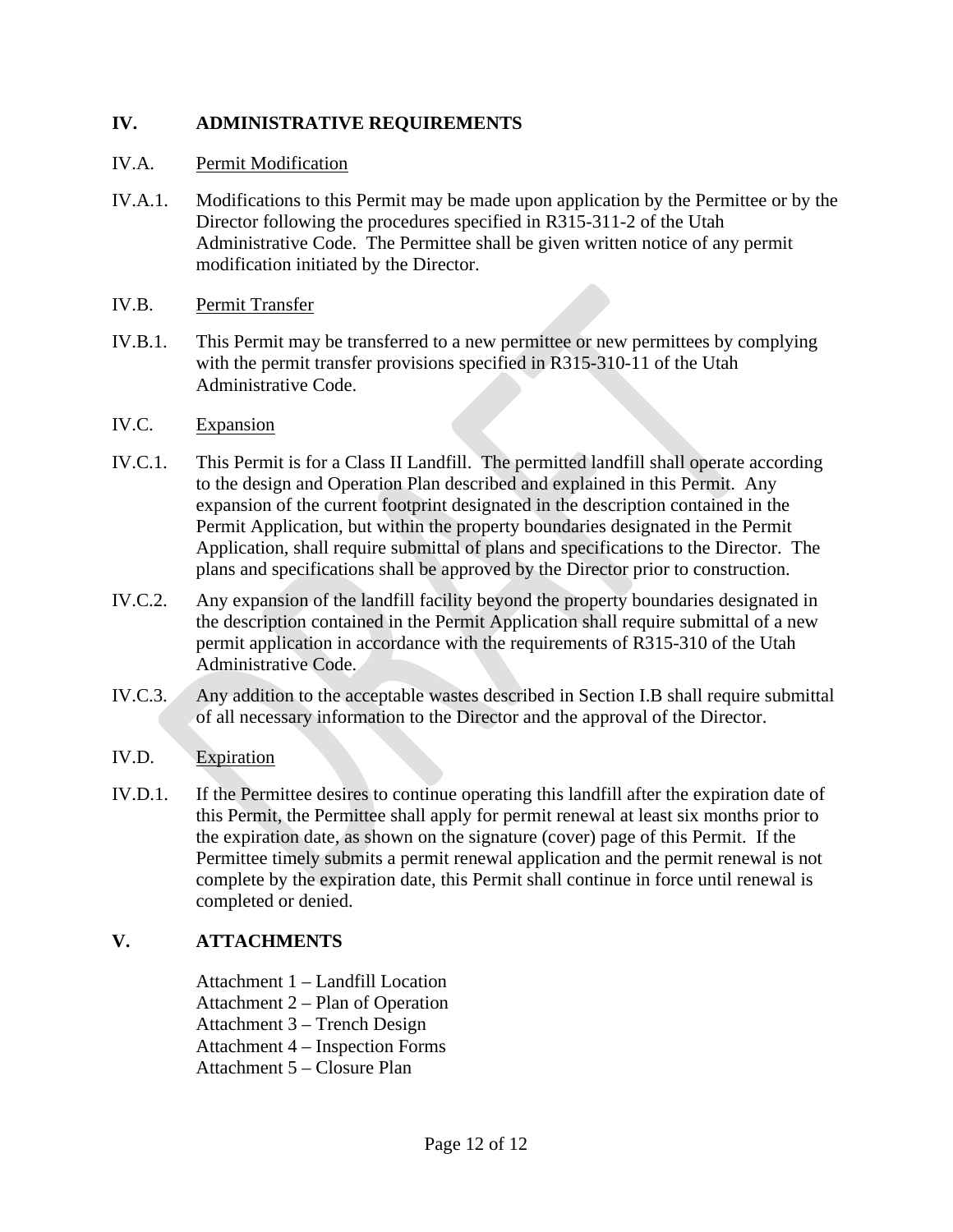## IV. ADMINISTRATIVE REQUIREMENTS

IV.A. Permit Modification

IV.A.1. Modifications to this Permit may be made upon application by the Permittee or by the Director following the procedures specified in R315-311-2 of the Utah Administrative Code. The Permittee shall be given written notice of any permit modification initiated by the Director.

IV.B. Permit Transfer

IV.B.1. This Permit may be transferred to a new permittee or new permittees by complying with the permit transfer provisions specified in R315-310-11 of the Utah Administrative Code.

IV.C. Expansion

IV.C.1. This Permit is for a Class II Landfill. The permitted landfill shall operate according to the design and Operation Plan described and explained in this Permit. Any expansion of the current footprint designated in the description contained in the Permit Application, but within the property boundaries designated in the Permit Application, shall require submittal of plans and specifications to the Director. The plans and specifications shall be approved by the Director prior to construction.

IV.C.2. Any expansion of the landfill facility beyond the property boundaries designated in the description contained in the Permit Application shall require submittal of a new permit application in accordance with the requirements of R315-310 of the Utah Administrative Code.

IV.C.3. Any addition to the acceptable wastes described in Section I.B shall require submittal of all necessary information to the Director and the approval of the Director.

IV.D. Expiration

IV.D.1. If the Permittee desires to continue operating this landfill after the expiration date of this Permit, the Permittee shall apply for permit renewal at least six months prior to the expiration date, as shown on the signature (cover) page of this Permit. If the Permittee timely submits a permit renewal application and the permit renewal is not complete by the expiration date, this Permit shall continue in force until renewal is completed or denied.

## V. ATTACHMENTS

Attachment 1 – Landfill Location
Attachment 2 – Plan of Operation
Attachment 3 – Trench Design
Attachment 4 – Inspection Forms
Attachment 5 – Closure Plan